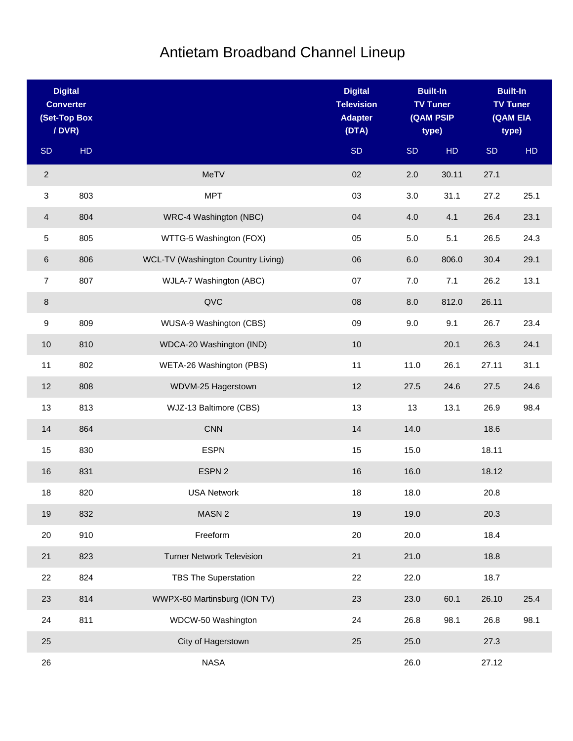# Antietam Broadband Channel Lineup

| Digital Converter (Set-Top Box / DVR) | | | Digital Television Adapter (DTA) | Built-In TV Tuner (QAM PSIP type) | | Built-In TV Tuner (QAM EIA type) | |
|---|---|---|---|---|---|---|---|
| SD | HD | | SD | SD | HD | SD | HD |
| 2 | | MeTV | 02 | 2.0 | 30.11 | 27.1 | |
| 3 | 803 | MPT | 03 | 3.0 | 31.1 | 27.2 | 25.1 |
| 4 | 804 | WRC-4 Washington (NBC) | 04 | 4.0 | 4.1 | 26.4 | 23.1 |
| 5 | 805 | WTTG-5 Washington (FOX) | 05 | 5.0 | 5.1 | 26.5 | 24.3 |
| 6 | 806 | WCL-TV (Washington Country Living) | 06 | 6.0 | 806.0 | 30.4 | 29.1 |
| 7 | 807 | WJLA-7 Washington (ABC) | 07 | 7.0 | 7.1 | 26.2 | 13.1 |
| 8 | | QVC | 08 | 8.0 | 812.0 | 26.11 | |
| 9 | 809 | WUSA-9 Washington (CBS) | 09 | 9.0 | 9.1 | 26.7 | 23.4 |
| 10 | 810 | WDCA-20 Washington (IND) | 10 | | 20.1 | 26.3 | 24.1 |
| 11 | 802 | WETA-26 Washington (PBS) | 11 | 11.0 | 26.1 | 27.11 | 31.1 |
| 12 | 808 | WDVM-25 Hagerstown | 12 | 27.5 | 24.6 | 27.5 | 24.6 |
| 13 | 813 | WJZ-13 Baltimore (CBS) | 13 | 13 | 13.1 | 26.9 | 98.4 |
| 14 | 864 | CNN | 14 | 14.0 | | 18.6 | |
| 15 | 830 | ESPN | 15 | 15.0 | | 18.11 | |
| 16 | 831 | ESPN 2 | 16 | 16.0 | | 18.12 | |
| 18 | 820 | USA Network | 18 | 18.0 | | 20.8 | |
| 19 | 832 | MASN 2 | 19 | 19.0 | | 20.3 | |
| 20 | 910 | Freeform | 20 | 20.0 | | 18.4 | |
| 21 | 823 | Turner Network Television | 21 | 21.0 | | 18.8 | |
| 22 | 824 | TBS The Superstation | 22 | 22.0 | | 18.7 | |
| 23 | 814 | WWPX-60 Martinsburg (ION TV) | 23 | 23.0 | 60.1 | 26.10 | 25.4 |
| 24 | 811 | WDCW-50 Washington | 24 | 26.8 | 98.1 | 26.8 | 98.1 |
| 25 | | City of Hagerstown | 25 | 25.0 | | 27.3 | |
| 26 | | NASA | | 26.0 | | 27.12 | |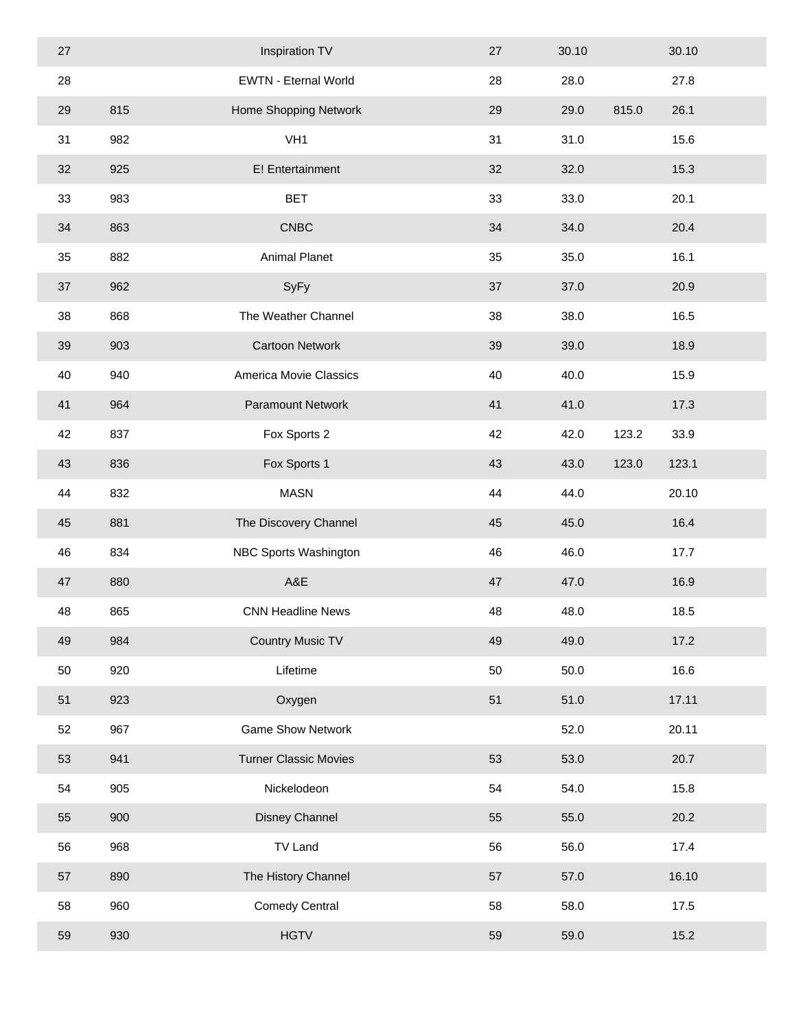| | | | | | | |
|---|---|---|---|---|---|---|
| 27 | | Inspiration TV | 27 | 30.10 | | 30.10 |
| 28 | | EWTN - Eternal World | 28 | 28.0 | | 27.8 |
| 29 | 815 | Home Shopping Network | 29 | 29.0 | 815.0 | 26.1 |
| 31 | 982 | VH1 | 31 | 31.0 | | 15.6 |
| 32 | 925 | E! Entertainment | 32 | 32.0 | | 15.3 |
| 33 | 983 | BET | 33 | 33.0 | | 20.1 |
| 34 | 863 | CNBC | 34 | 34.0 | | 20.4 |
| 35 | 882 | Animal Planet | 35 | 35.0 | | 16.1 |
| 37 | 962 | SyFy | 37 | 37.0 | | 20.9 |
| 38 | 868 | The Weather Channel | 38 | 38.0 | | 16.5 |
| 39 | 903 | Cartoon Network | 39 | 39.0 | | 18.9 |
| 40 | 940 | America Movie Classics | 40 | 40.0 | | 15.9 |
| 41 | 964 | Paramount Network | 41 | 41.0 | | 17.3 |
| 42 | 837 | Fox Sports 2 | 42 | 42.0 | 123.2 | 33.9 |
| 43 | 836 | Fox Sports 1 | 43 | 43.0 | 123.0 | 123.1 |
| 44 | 832 | MASN | 44 | 44.0 | | 20.10 |
| 45 | 881 | The Discovery Channel | 45 | 45.0 | | 16.4 |
| 46 | 834 | NBC Sports Washington | 46 | 46.0 | | 17.7 |
| 47 | 880 | A&E | 47 | 47.0 | | 16.9 |
| 48 | 865 | CNN Headline News | 48 | 48.0 | | 18.5 |
| 49 | 984 | Country Music TV | 49 | 49.0 | | 17.2 |
| 50 | 920 | Lifetime | 50 | 50.0 | | 16.6 |
| 51 | 923 | Oxygen | 51 | 51.0 | | 17.11 |
| 52 | 967 | Game Show Network | | 52.0 | | 20.11 |
| 53 | 941 | Turner Classic Movies | 53 | 53.0 | | 20.7 |
| 54 | 905 | Nickelodeon | 54 | 54.0 | | 15.8 |
| 55 | 900 | Disney Channel | 55 | 55.0 | | 20.2 |
| 56 | 968 | TV Land | 56 | 56.0 | | 17.4 |
| 57 | 890 | The History Channel | 57 | 57.0 | | 16.10 |
| 58 | 960 | Comedy Central | 58 | 58.0 | | 17.5 |
| 59 | 930 | HGTV | 59 | 59.0 | | 15.2 |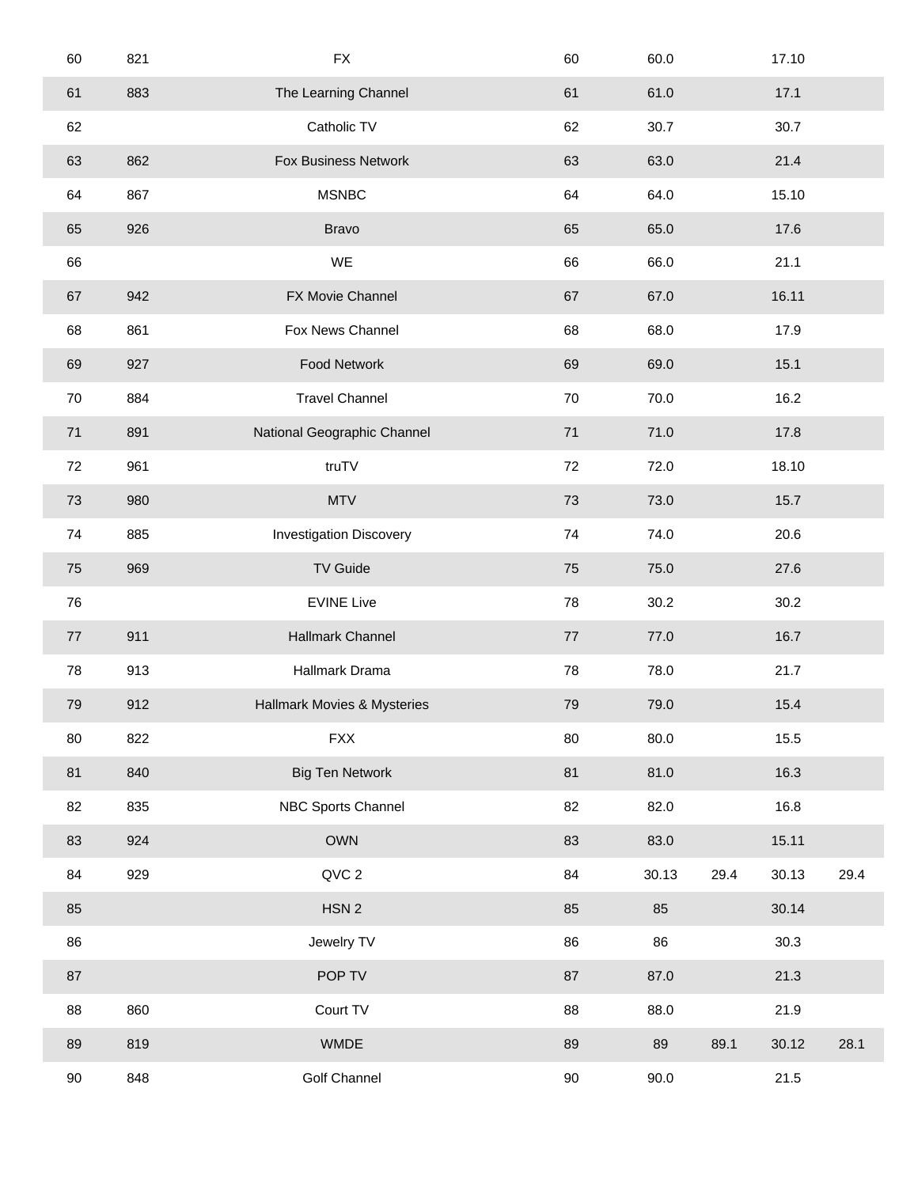| | | | | | | | |
|---|---|---|---|---|---|---|---|
| 60 | 821 | FX | 60 | 60.0 | | 17.10 | |
| 61 | 883 | The Learning Channel | 61 | 61.0 | | 17.1 | |
| 62 | | Catholic TV | 62 | 30.7 | | 30.7 | |
| 63 | 862 | Fox Business Network | 63 | 63.0 | | 21.4 | |
| 64 | 867 | MSNBC | 64 | 64.0 | | 15.10 | |
| 65 | 926 | Bravo | 65 | 65.0 | | 17.6 | |
| 66 | | WE | 66 | 66.0 | | 21.1 | |
| 67 | 942 | FX Movie Channel | 67 | 67.0 | | 16.11 | |
| 68 | 861 | Fox News Channel | 68 | 68.0 | | 17.9 | |
| 69 | 927 | Food Network | 69 | 69.0 | | 15.1 | |
| 70 | 884 | Travel Channel | 70 | 70.0 | | 16.2 | |
| 71 | 891 | National Geographic Channel | 71 | 71.0 | | 17.8 | |
| 72 | 961 | truTV | 72 | 72.0 | | 18.10 | |
| 73 | 980 | MTV | 73 | 73.0 | | 15.7 | |
| 74 | 885 | Investigation Discovery | 74 | 74.0 | | 20.6 | |
| 75 | 969 | TV Guide | 75 | 75.0 | | 27.6 | |
| 76 | | EVINE Live | 78 | 30.2 | | 30.2 | |
| 77 | 911 | Hallmark Channel | 77 | 77.0 | | 16.7 | |
| 78 | 913 | Hallmark Drama | 78 | 78.0 | | 21.7 | |
| 79 | 912 | Hallmark Movies & Mysteries | 79 | 79.0 | | 15.4 | |
| 80 | 822 | FXX | 80 | 80.0 | | 15.5 | |
| 81 | 840 | Big Ten Network | 81 | 81.0 | | 16.3 | |
| 82 | 835 | NBC Sports Channel | 82 | 82.0 | | 16.8 | |
| 83 | 924 | OWN | 83 | 83.0 | | 15.11 | |
| 84 | 929 | QVC 2 | 84 | 30.13 | 29.4 | 30.13 | 29.4 |
| 85 | | HSN 2 | 85 | 85 | | 30.14 | |
| 86 | | Jewelry TV | 86 | 86 | | 30.3 | |
| 87 | | POP TV | 87 | 87.0 | | 21.3 | |
| 88 | 860 | Court TV | 88 | 88.0 | | 21.9 | |
| 89 | 819 | WMDE | 89 | 89 | 89.1 | 30.12 | 28.1 |
| 90 | 848 | Golf Channel | 90 | 90.0 | | 21.5 | |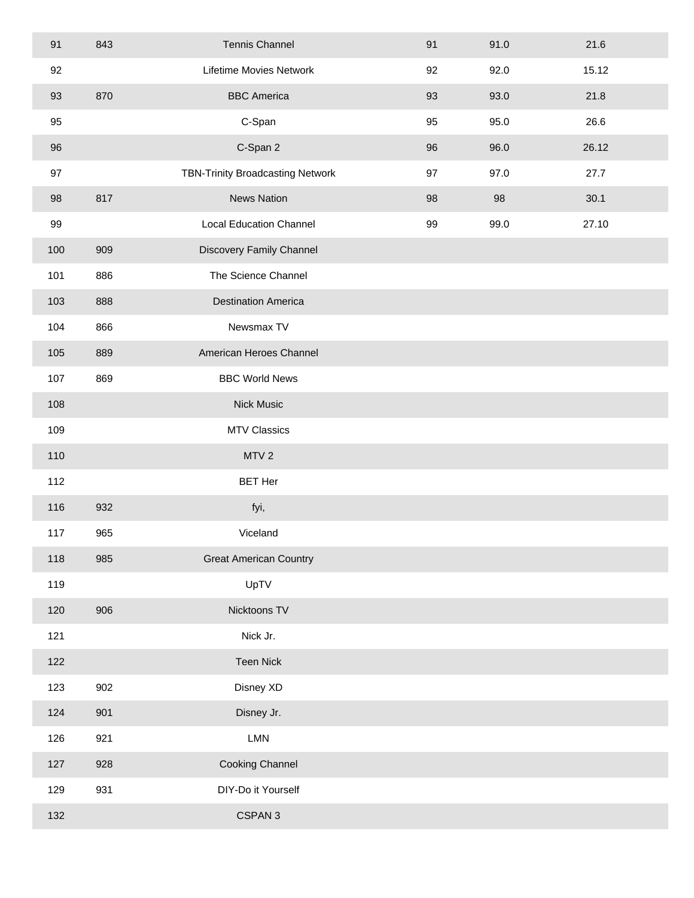| | | | | | |
|---|---|---|---|---|---|
| 91 | 843 | Tennis Channel | 91 | 91.0 | 21.6 |
| 92 | | Lifetime Movies Network | 92 | 92.0 | 15.12 |
| 93 | 870 | BBC America | 93 | 93.0 | 21.8 |
| 95 | | C-Span | 95 | 95.0 | 26.6 |
| 96 | | C-Span 2 | 96 | 96.0 | 26.12 |
| 97 | | TBN-Trinity Broadcasting Network | 97 | 97.0 | 27.7 |
| 98 | 817 | News Nation | 98 | 98 | 30.1 |
| 99 | | Local Education Channel | 99 | 99.0 | 27.10 |
| 100 | 909 | Discovery Family Channel | | | |
| 101 | 886 | The Science Channel | | | |
| 103 | 888 | Destination America | | | |
| 104 | 866 | Newsmax TV | | | |
| 105 | 889 | American Heroes Channel | | | |
| 107 | 869 | BBC World News | | | |
| 108 | | Nick Music | | | |
| 109 | | MTV Classics | | | |
| 110 | | MTV 2 | | | |
| 112 | | BET Her | | | |
| 116 | 932 | fyi, | | | |
| 117 | 965 | Viceland | | | |
| 118 | 985 | Great American Country | | | |
| 119 | | UpTV | | | |
| 120 | 906 | Nicktoons TV | | | |
| 121 | | Nick Jr. | | | |
| 122 | | Teen Nick | | | |
| 123 | 902 | Disney XD | | | |
| 124 | 901 | Disney Jr. | | | |
| 126 | 921 | LMN | | | |
| 127 | 928 | Cooking Channel | | | |
| 129 | 931 | DIY-Do it Yourself | | | |
| 132 | | CSPAN 3 | | | |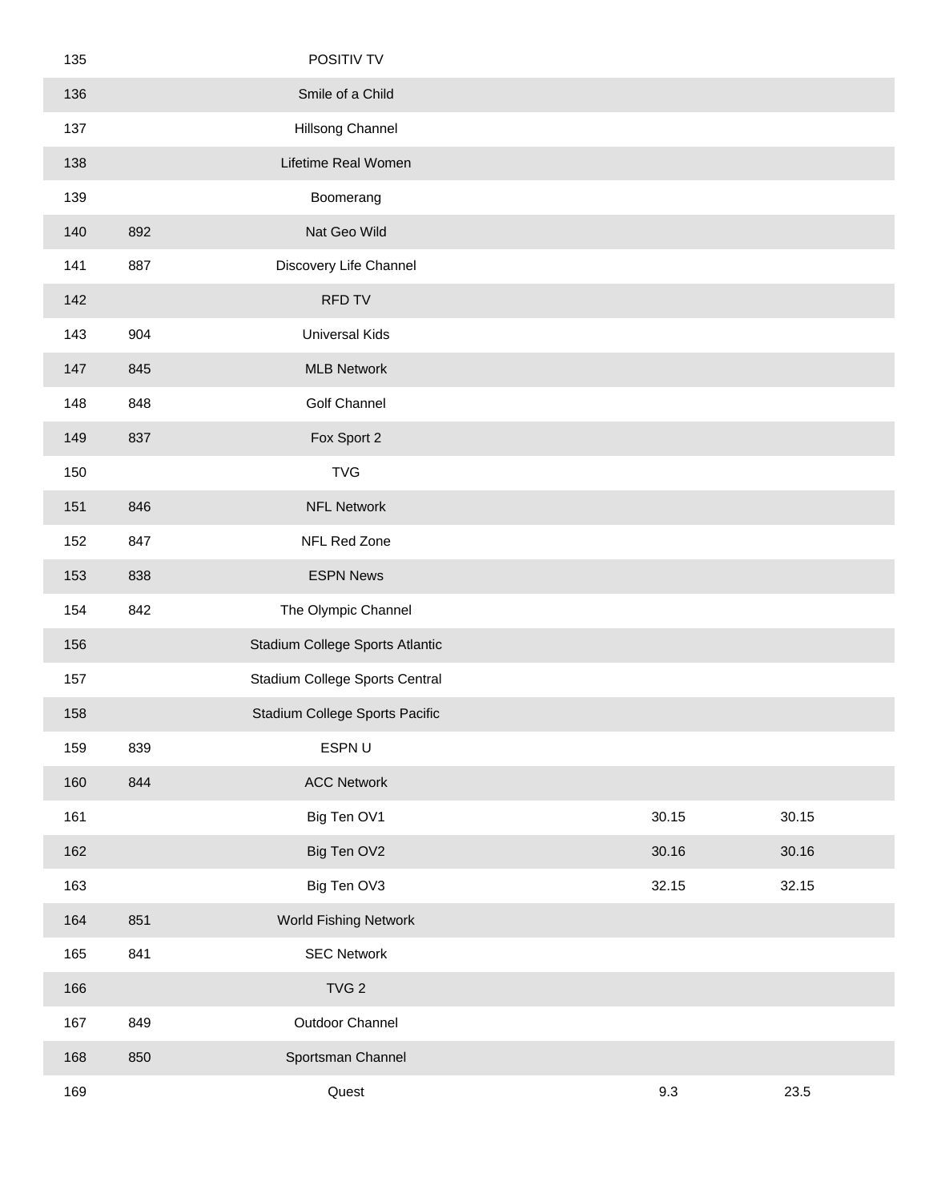| | | | | |
|---|---|---|---|---|
| 135 | | POSITIV TV | | |
| 136 | | Smile of a Child | | |
| 137 | | Hillsong Channel | | |
| 138 | | Lifetime Real Women | | |
| 139 | | Boomerang | | |
| 140 | 892 | Nat Geo Wild | | |
| 141 | 887 | Discovery Life Channel | | |
| 142 | | RFD TV | | |
| 143 | 904 | Universal Kids | | |
| 147 | 845 | MLB Network | | |
| 148 | 848 | Golf Channel | | |
| 149 | 837 | Fox Sport 2 | | |
| 150 | | TVG | | |
| 151 | 846 | NFL Network | | |
| 152 | 847 | NFL Red Zone | | |
| 153 | 838 | ESPN News | | |
| 154 | 842 | The Olympic Channel | | |
| 156 | | Stadium College Sports Atlantic | | |
| 157 | | Stadium College Sports Central | | |
| 158 | | Stadium College Sports Pacific | | |
| 159 | 839 | ESPN U | | |
| 160 | 844 | ACC Network | | |
| 161 | | Big Ten OV1 | 30.15 | 30.15 |
| 162 | | Big Ten OV2 | 30.16 | 30.16 |
| 163 | | Big Ten OV3 | 32.15 | 32.15 |
| 164 | 851 | World Fishing Network | | |
| 165 | 841 | SEC Network | | |
| 166 | | TVG 2 | | |
| 167 | 849 | Outdoor Channel | | |
| 168 | 850 | Sportsman Channel | | |
| 169 | | Quest | 9.3 | 23.5 |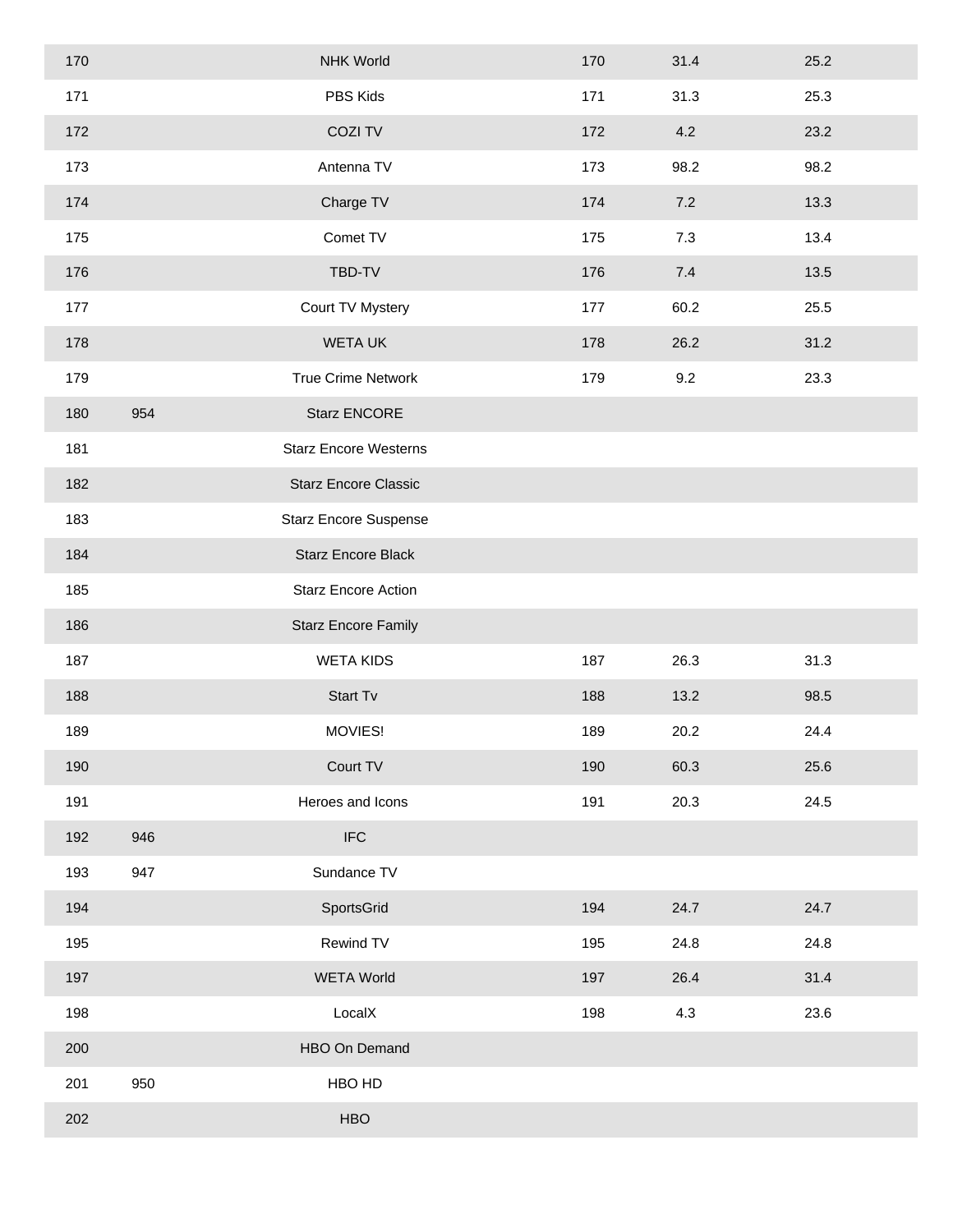| | | | | | |
|---|---|---|---|---|---|
| 170 | | NHK World | 170 | 31.4 | 25.2 |
| 171 | | PBS Kids | 171 | 31.3 | 25.3 |
| 172 | | COZI TV | 172 | 4.2 | 23.2 |
| 173 | | Antenna TV | 173 | 98.2 | 98.2 |
| 174 | | Charge TV | 174 | 7.2 | 13.3 |
| 175 | | Comet TV | 175 | 7.3 | 13.4 |
| 176 | | TBD-TV | 176 | 7.4 | 13.5 |
| 177 | | Court TV Mystery | 177 | 60.2 | 25.5 |
| 178 | | WETA UK | 178 | 26.2 | 31.2 |
| 179 | | True Crime Network | 179 | 9.2 | 23.3 |
| 180 | 954 | Starz ENCORE | | | |
| 181 | | Starz Encore Westerns | | | |
| 182 | | Starz Encore Classic | | | |
| 183 | | Starz Encore Suspense | | | |
| 184 | | Starz Encore Black | | | |
| 185 | | Starz Encore Action | | | |
| 186 | | Starz Encore Family | | | |
| 187 | | WETA KIDS | 187 | 26.3 | 31.3 |
| 188 | | Start Tv | 188 | 13.2 | 98.5 |
| 189 | | MOVIES! | 189 | 20.2 | 24.4 |
| 190 | | Court TV | 190 | 60.3 | 25.6 |
| 191 | | Heroes and Icons | 191 | 20.3 | 24.5 |
| 192 | 946 | IFC | | | |
| 193 | 947 | Sundance TV | | | |
| 194 | | SportsGrid | 194 | 24.7 | 24.7 |
| 195 | | Rewind TV | 195 | 24.8 | 24.8 |
| 197 | | WETA World | 197 | 26.4 | 31.4 |
| 198 | | LocalX | 198 | 4.3 | 23.6 |
| 200 | | HBO On Demand | | | |
| 201 | 950 | HBO HD | | | |
| 202 | | HBO | | | |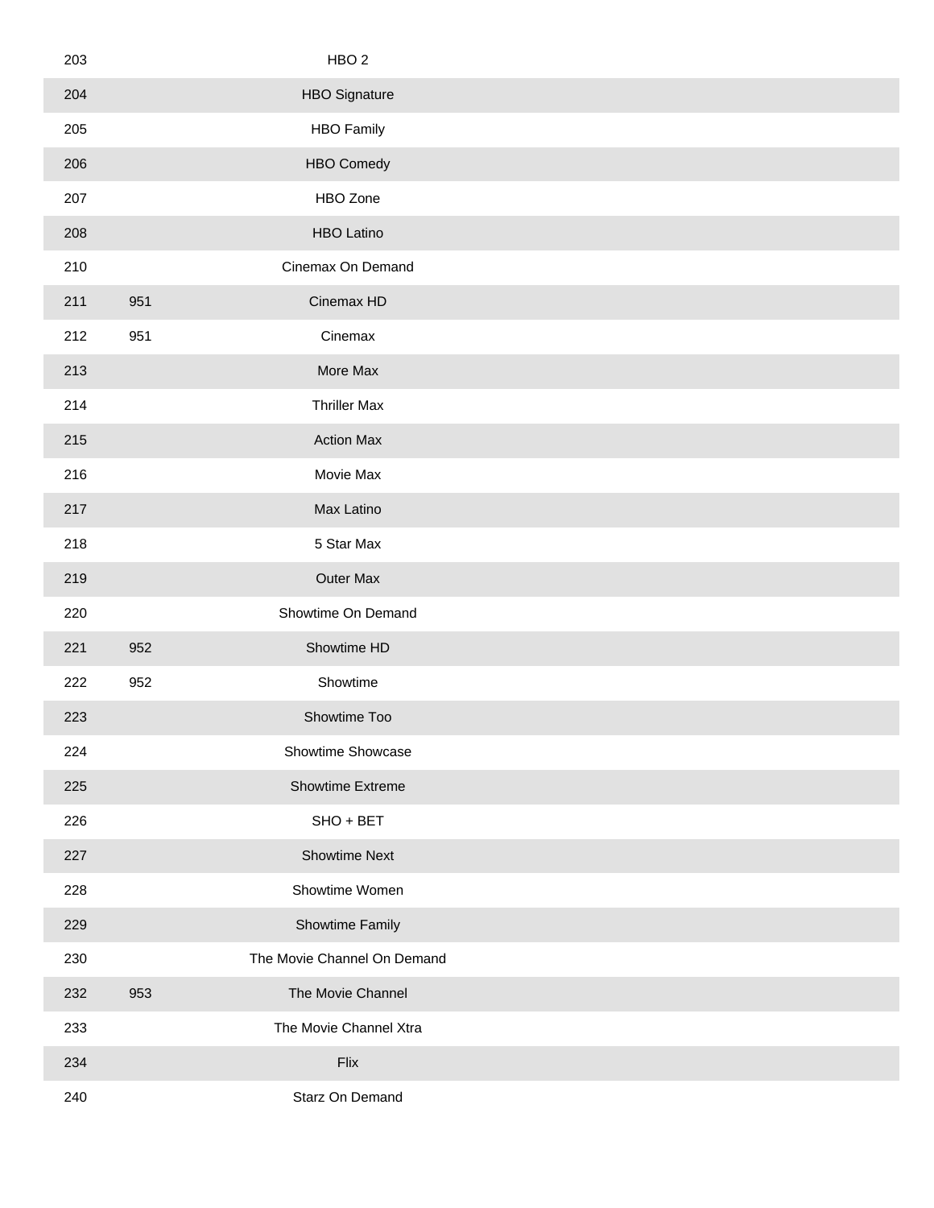| | | |
|---|---|---|
| 203 | | HBO 2 |
| 204 | | HBO Signature |
| 205 | | HBO Family |
| 206 | | HBO Comedy |
| 207 | | HBO Zone |
| 208 | | HBO Latino |
| 210 | | Cinemax On Demand |
| 211 | 951 | Cinemax HD |
| 212 | 951 | Cinemax |
| 213 | | More Max |
| 214 | | Thriller Max |
| 215 | | Action Max |
| 216 | | Movie Max |
| 217 | | Max Latino |
| 218 | | 5 Star Max |
| 219 | | Outer Max |
| 220 | | Showtime On Demand |
| 221 | 952 | Showtime HD |
| 222 | 952 | Showtime |
| 223 | | Showtime Too |
| 224 | | Showtime Showcase |
| 225 | | Showtime Extreme |
| 226 | | SHO + BET |
| 227 | | Showtime Next |
| 228 | | Showtime Women |
| 229 | | Showtime Family |
| 230 | | The Movie Channel On Demand |
| 232 | 953 | The Movie Channel |
| 233 | | The Movie Channel Xtra |
| 234 | | Flix |
| 240 | | Starz On Demand |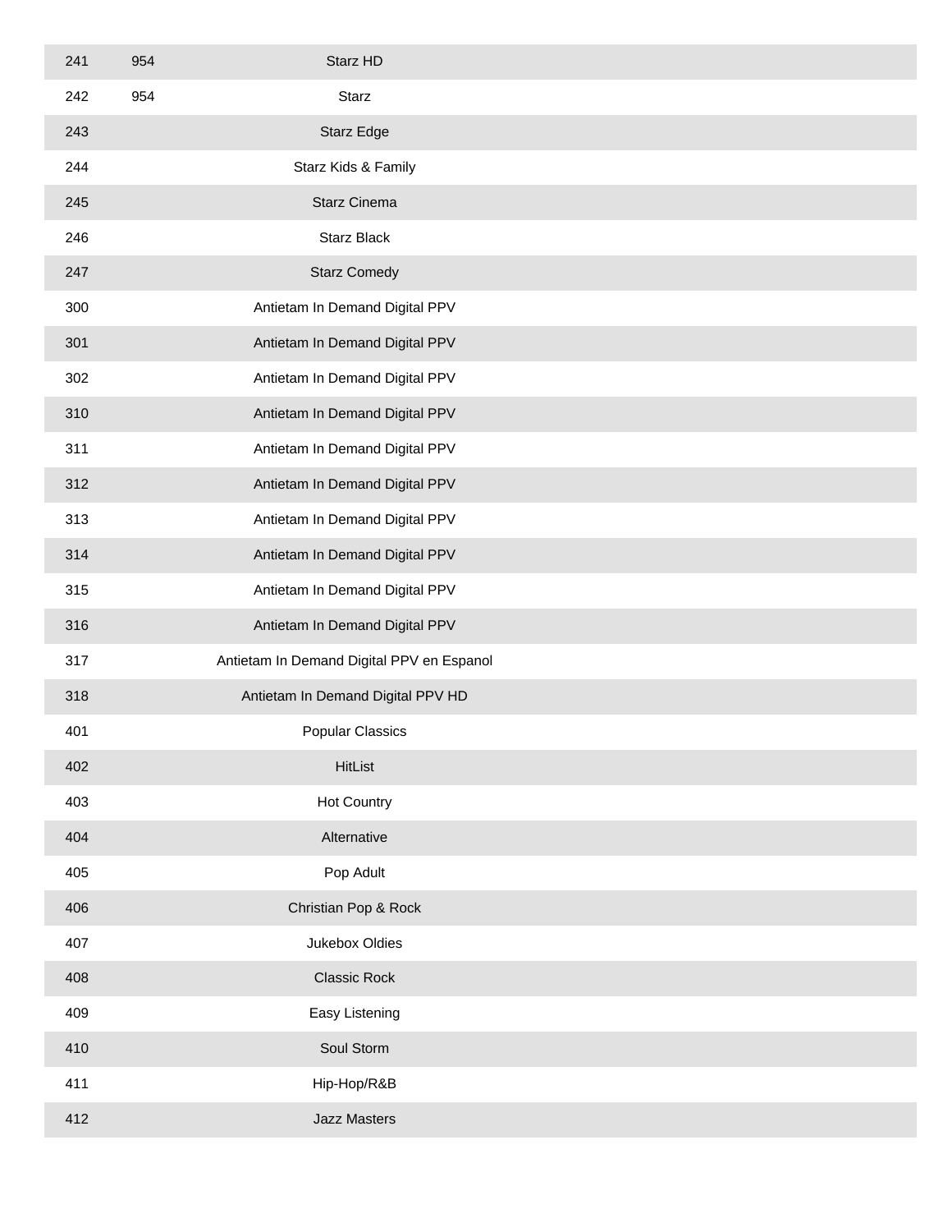| | | |
|---|---|---|
| 241 | 954 | Starz HD |
| 242 | 954 | Starz |
| 243 | | Starz Edge |
| 244 | | Starz Kids & Family |
| 245 | | Starz Cinema |
| 246 | | Starz Black |
| 247 | | Starz Comedy |
| 300 | | Antietam In Demand Digital PPV |
| 301 | | Antietam In Demand Digital PPV |
| 302 | | Antietam In Demand Digital PPV |
| 310 | | Antietam In Demand Digital PPV |
| 311 | | Antietam In Demand Digital PPV |
| 312 | | Antietam In Demand Digital PPV |
| 313 | | Antietam In Demand Digital PPV |
| 314 | | Antietam In Demand Digital PPV |
| 315 | | Antietam In Demand Digital PPV |
| 316 | | Antietam In Demand Digital PPV |
| 317 | | Antietam In Demand Digital PPV en Espanol |
| 318 | | Antietam In Demand Digital PPV HD |
| 401 | | Popular Classics |
| 402 | | HitList |
| 403 | | Hot Country |
| 404 | | Alternative |
| 405 | | Pop Adult |
| 406 | | Christian Pop & Rock |
| 407 | | Jukebox Oldies |
| 408 | | Classic Rock |
| 409 | | Easy Listening |
| 410 | | Soul Storm |
| 411 | | Hip-Hop/R&B |
| 412 | | Jazz Masters |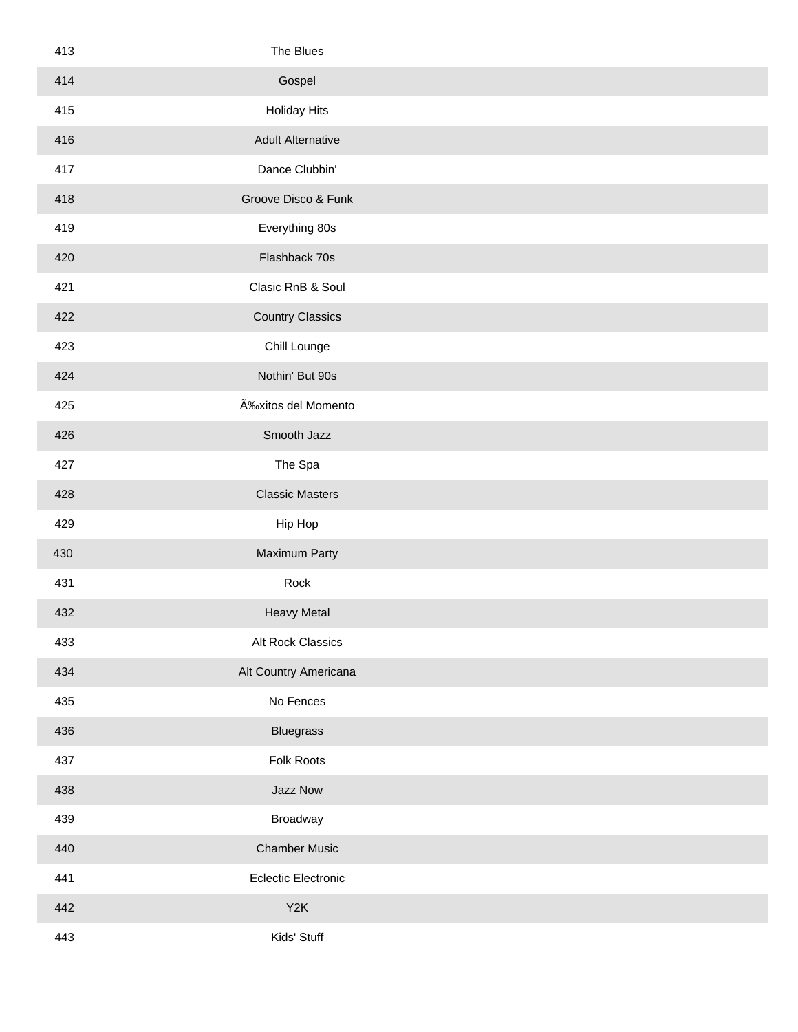| | |
|---|---|
| 413 | The Blues |
| 414 | Gospel |
| 415 | Holiday Hits |
| 416 | Adult Alternative |
| 417 | Dance Clubbin' |
| 418 | Groove Disco & Funk |
| 419 | Everything 80s |
| 420 | Flashback 70s |
| 421 | Clasic RnB & Soul |
| 422 | Country Classics |
| 423 | Chill Lounge |
| 424 | Nothin' But 90s |
| 425 | Ã‰xitos del Momento |
| 426 | Smooth Jazz |
| 427 | The Spa |
| 428 | Classic Masters |
| 429 | Hip Hop |
| 430 | Maximum Party |
| 431 | Rock |
| 432 | Heavy Metal |
| 433 | Alt Rock Classics |
| 434 | Alt Country Americana |
| 435 | No Fences |
| 436 | Bluegrass |
| 437 | Folk Roots |
| 438 | Jazz Now |
| 439 | Broadway |
| 440 | Chamber Music |
| 441 | Eclectic Electronic |
| 442 | Y2K |
| 443 | Kids' Stuff |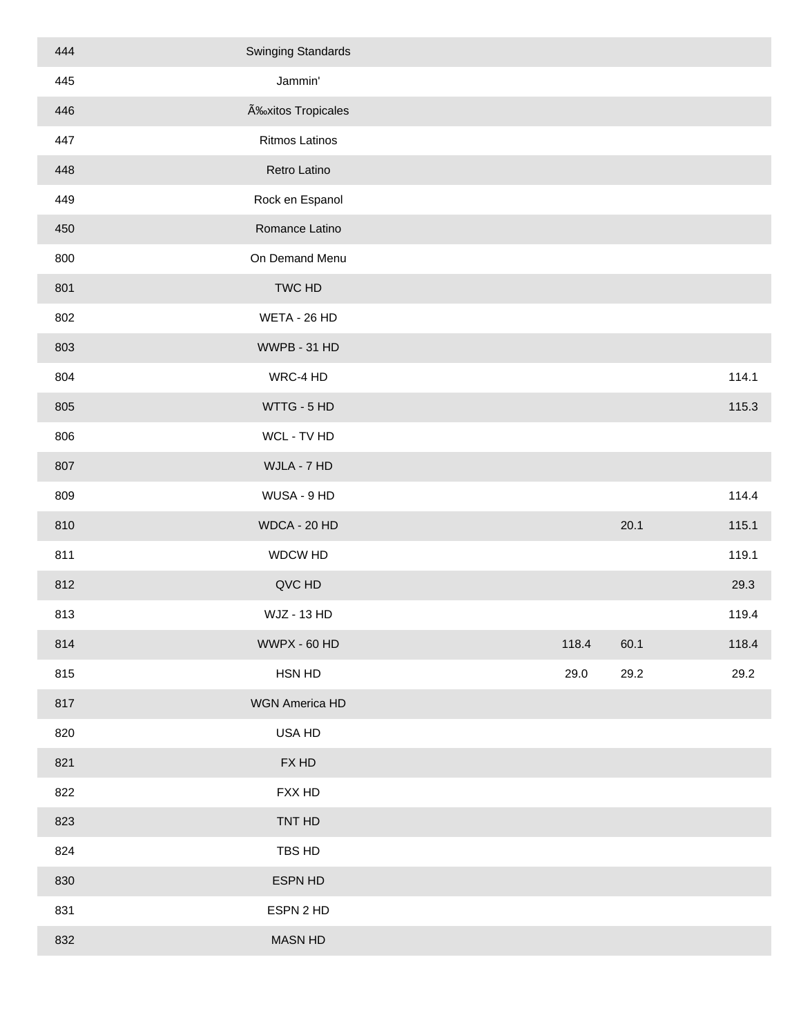| | | | | |
|---|---|---|---|---|
| 444 | Swinging Standards | | | |
| 445 | Jammin' | | | |
| 446 | Ã‰xitos Tropicales | | | |
| 447 | Ritmos Latinos | | | |
| 448 | Retro Latino | | | |
| 449 | Rock en Espanol | | | |
| 450 | Romance Latino | | | |
| 800 | On Demand Menu | | | |
| 801 | TWC HD | | | |
| 802 | WETA - 26 HD | | | |
| 803 | WWPB - 31 HD | | | |
| 804 | WRC-4 HD | | | 114.1 |
| 805 | WTTG - 5 HD | | | 115.3 |
| 806 | WCL - TV HD | | | |
| 807 | WJLA - 7 HD | | | |
| 809 | WUSA - 9 HD | | | 114.4 |
| 810 | WDCA - 20 HD | | 20.1 | 115.1 |
| 811 | WDCW HD | | | 119.1 |
| 812 | QVC HD | | | 29.3 |
| 813 | WJZ - 13 HD | | | 119.4 |
| 814 | WWPX - 60 HD | 118.4 | 60.1 | 118.4 |
| 815 | HSN HD | 29.0 | 29.2 | 29.2 |
| 817 | WGN America HD | | | |
| 820 | USA HD | | | |
| 821 | FX HD | | | |
| 822 | FXX HD | | | |
| 823 | TNT HD | | | |
| 824 | TBS HD | | | |
| 830 | ESPN HD | | | |
| 831 | ESPN 2 HD | | | |
| 832 | MASN HD | | | |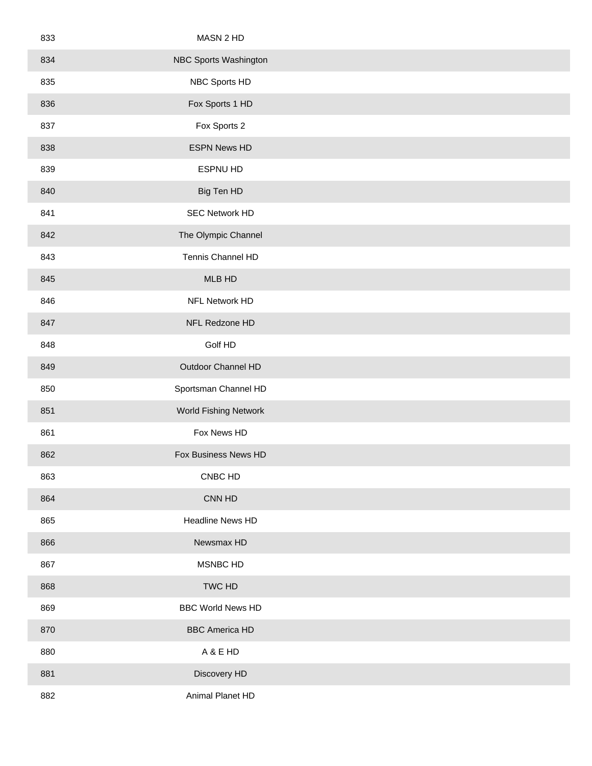| | |
|---|---|
| 833 | MASN 2 HD |
| 834 | NBC Sports Washington |
| 835 | NBC Sports HD |
| 836 | Fox Sports 1 HD |
| 837 | Fox Sports 2 |
| 838 | ESPN News HD |
| 839 | ESPNU HD |
| 840 | Big Ten HD |
| 841 | SEC Network HD |
| 842 | The Olympic Channel |
| 843 | Tennis Channel HD |
| 845 | MLB HD |
| 846 | NFL Network HD |
| 847 | NFL Redzone HD |
| 848 | Golf HD |
| 849 | Outdoor Channel HD |
| 850 | Sportsman Channel HD |
| 851 | World Fishing Network |
| 861 | Fox News HD |
| 862 | Fox Business News HD |
| 863 | CNBC HD |
| 864 | CNN HD |
| 865 | Headline News HD |
| 866 | Newsmax HD |
| 867 | MSNBC HD |
| 868 | TWC HD |
| 869 | BBC World News HD |
| 870 | BBC America HD |
| 880 | A & E HD |
| 881 | Discovery HD |
| 882 | Animal Planet HD |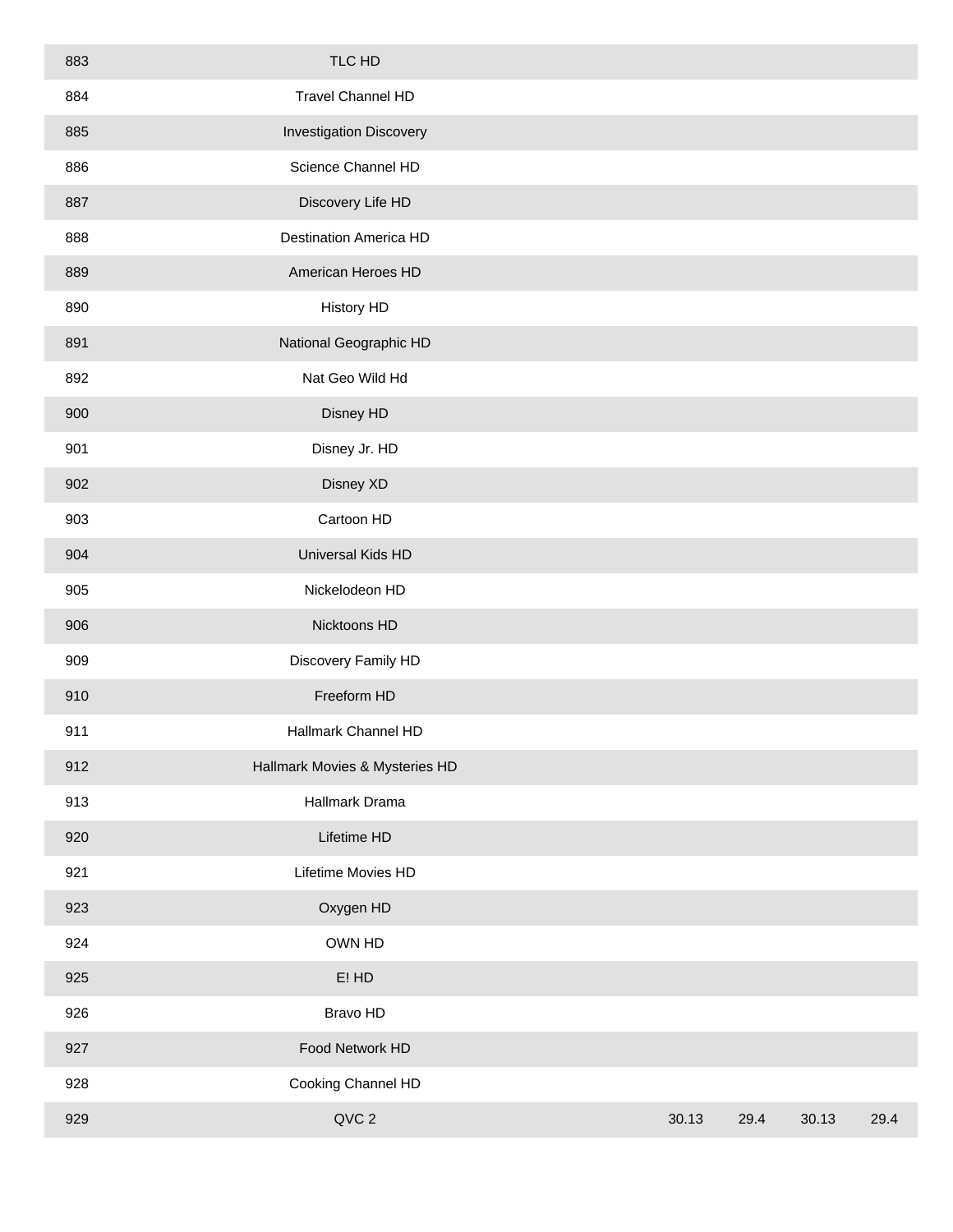| | | | | | |
|---|---|---|---|---|---|
| 883 | TLC HD | | | | |
| 884 | Travel Channel HD | | | | |
| 885 | Investigation Discovery | | | | |
| 886 | Science Channel HD | | | | |
| 887 | Discovery Life HD | | | | |
| 888 | Destination America HD | | | | |
| 889 | American Heroes HD | | | | |
| 890 | History HD | | | | |
| 891 | National Geographic HD | | | | |
| 892 | Nat Geo Wild Hd | | | | |
| 900 | Disney HD | | | | |
| 901 | Disney Jr. HD | | | | |
| 902 | Disney XD | | | | |
| 903 | Cartoon HD | | | | |
| 904 | Universal Kids HD | | | | |
| 905 | Nickelodeon HD | | | | |
| 906 | Nicktoons HD | | | | |
| 909 | Discovery Family HD | | | | |
| 910 | Freeform HD | | | | |
| 911 | Hallmark Channel HD | | | | |
| 912 | Hallmark Movies & Mysteries HD | | | | |
| 913 | Hallmark Drama | | | | |
| 920 | Lifetime HD | | | | |
| 921 | Lifetime Movies HD | | | | |
| 923 | Oxygen HD | | | | |
| 924 | OWN HD | | | | |
| 925 | E! HD | | | | |
| 926 | Bravo HD | | | | |
| 927 | Food Network HD | | | | |
| 928 | Cooking Channel HD | | | | |
| 929 | QVC 2 | 30.13 | 29.4 | 30.13 | 29.4 |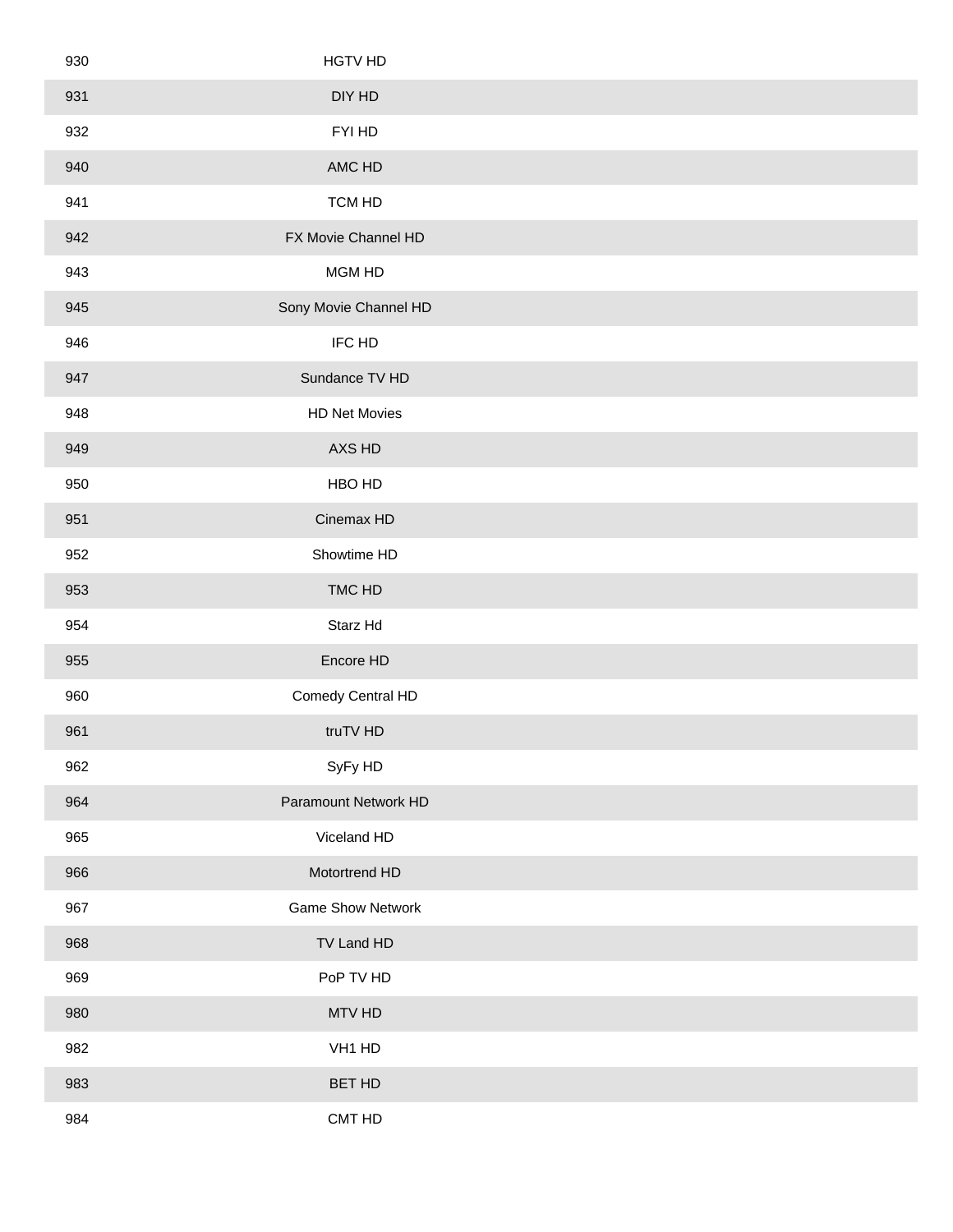| | |
|---|---|
| 930 | HGTV HD |
| 931 | DIY HD |
| 932 | FYI HD |
| 940 | AMC HD |
| 941 | TCM HD |
| 942 | FX Movie Channel HD |
| 943 | MGM HD |
| 945 | Sony Movie Channel HD |
| 946 | IFC HD |
| 947 | Sundance TV HD |
| 948 | HD Net Movies |
| 949 | AXS HD |
| 950 | HBO HD |
| 951 | Cinemax HD |
| 952 | Showtime HD |
| 953 | TMC HD |
| 954 | Starz Hd |
| 955 | Encore HD |
| 960 | Comedy Central HD |
| 961 | truTV HD |
| 962 | SyFy HD |
| 964 | Paramount Network HD |
| 965 | Viceland HD |
| 966 | Motortrend HD |
| 967 | Game Show Network |
| 968 | TV Land HD |
| 969 | PoP TV HD |
| 980 | MTV HD |
| 982 | VH1 HD |
| 983 | BET HD |
| 984 | CMT HD |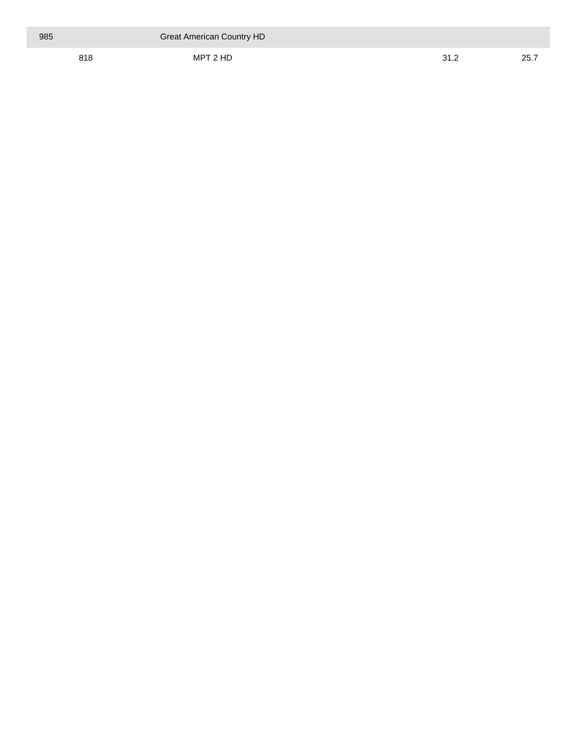| | | | |
|---|---|---|---|
| 985 | Great American Country HD | | |
| 818 | MPT 2 HD | 31.2 | 25.7 |